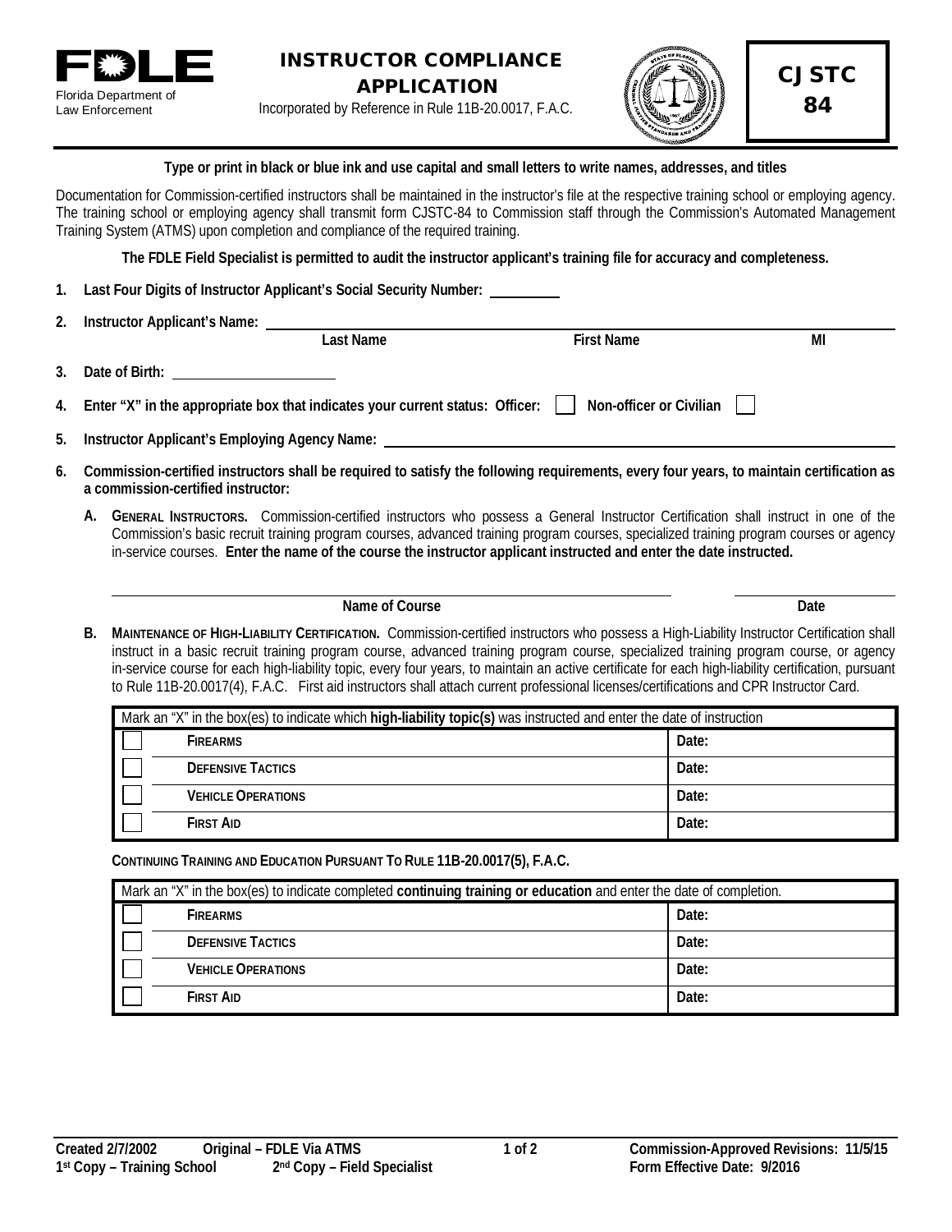FDLE
Florida Department of Law Enforcement

# INSTRUCTOR COMPLIANCE APPLICATION

Incorporated by Reference in Rule 11B-20.0017, F.A.C.

**CJSTC 84**

**Type or print in black or blue ink and use capital and small letters to write names, addresses, and titles**

Documentation for Commission-certified instructors shall be maintained in the instructor's file at the respective training school or employing agency. The training school or employing agency shall transmit form CJSTC-84 to Commission staff through the Commission's Automated Management Training System (ATMS) upon completion and compliance of the required training.

**The FDLE Field Specialist is permitted to audit the instructor applicant's training file for accuracy and completeness.**

**1. Last Four Digits of Instructor Applicant's Social Security Number:** ________

**2. Instructor Applicant's Name:** ________________________________________
**Last Name** &nbsp;&nbsp;&nbsp; **First Name** &nbsp;&nbsp;&nbsp; **MI**

**3. Date of Birth:** ________________

**4. Enter "X" in the appropriate box that indicates your current status: Officer:** ☐ **Non-officer or Civilian** ☐

**5. Instructor Applicant's Employing Agency Name:** ________________________________________

**6. Commission-certified instructors shall be required to satisfy the following requirements, every four years, to maintain certification as a commission-certified instructor:**

**A. GENERAL INSTRUCTORS.** Commission-certified instructors who possess a General Instructor Certification shall instruct in one of the Commission's basic recruit training program courses, advanced training program courses, specialized training program courses or agency in-service courses. **Enter the name of the course the instructor applicant instructed and enter the date instructed.**

________________________________________ ________________
**Name of Course** &nbsp;&nbsp;&nbsp; **Date**

**B. MAINTENANCE OF HIGH-LIABILITY CERTIFICATION.** Commission-certified instructors who possess a High-Liability Instructor Certification shall instruct in a basic recruit training program course, advanced training program course, specialized training program course, or agency in-service course for each high-liability topic, every four years, to maintain an active certificate for each high-liability certification, pursuant to Rule 11B-20.0017(4), F.A.C. First aid instructors shall attach current professional licenses/certifications and CPR Instructor Card.

| Mark an "X" in the box(es) to indicate which **high-liability topic(s)** was instructed and enter the date of instruction | | |
|---|---|---|
| ☐ | **FIREARMS** | **Date:** |
| ☐ | **DEFENSIVE TACTICS** | **Date:** |
| ☐ | **VEHICLE OPERATIONS** | **Date:** |
| ☐ | **FIRST AID** | **Date:** |

**CONTINUING TRAINING AND EDUCATION PURSUANT TO RULE 11B-20.0017(5), F.A.C.**

| Mark an "X" in the box(es) to indicate completed **continuing training or education** and enter the date of completion. | | |
|---|---|---|
| ☐ | **FIREARMS** | **Date:** |
| ☐ | **DEFENSIVE TACTICS** | **Date:** |
| ☐ | **VEHICLE OPERATIONS** | **Date:** |
| ☐ | **FIRST AID** | **Date:** |

**Created 2/7/2002** &nbsp;&nbsp; **Original – FDLE Via ATMS** &nbsp;&nbsp; **Commission-Approved Revisions: 11/5/15**
**1st Copy – Training School** &nbsp;&nbsp; **2nd Copy – Field Specialist** &nbsp;&nbsp; **Form Effective Date: 9/2016**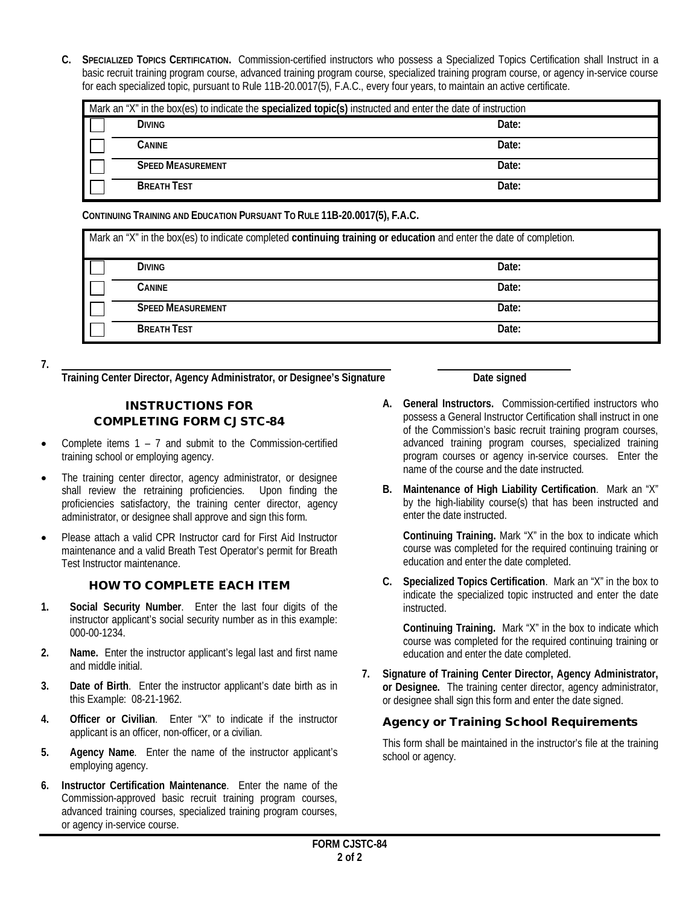**C. Specialized Topics Certification.** Commission-certified instructors who possess a Specialized Topics Certification shall Instruct in a basic recruit training program course, advanced training program course, specialized training program course, or agency in-service course for each specialized topic, pursuant to Rule 11B-20.0017(5), F.A.C., every four years, to maintain an active certificate.

| Mark an "X" in the box(es) to indicate the **specialized topic(s)** instructed and enter the date of instruction | | |
|---|---|---|
| ☐ | **Diving** | **Date:** |
| ☐ | **Canine** | **Date:** |
| ☐ | **Speed Measurement** | **Date:** |
| ☐ | **Breath Test** | **Date:** |

**Continuing Training and Education Pursuant To Rule 11B-20.0017(5), F.A.C.**

| Mark an "X" in the box(es) to indicate completed **continuing training or education** and enter the date of completion. | | |
|---|---|---|
| ☐ | **Diving** | **Date:** |
| ☐ | **Canine** | **Date:** |
| ☐ | **Speed Measurement** | **Date:** |
| ☐ | **Breath Test** | **Date:** |

**7.** ______________________________________________ ____________________

**Training Center Director, Agency Administrator, or Designee's Signature** **Date signed**

## INSTRUCTIONS FOR COMPLETING FORM CJSTC-84

- Complete items 1 – 7 and submit to the Commission-certified training school or employing agency.
- The training center director, agency administrator, or designee shall review the retraining proficiencies. Upon finding the proficiencies satisfactory, the training center director, agency administrator, or designee shall approve and sign this form.
- Please attach a valid CPR Instructor card for First Aid Instructor maintenance and a valid Breath Test Operator's permit for Breath Test Instructor maintenance.

## HOW TO COMPLETE EACH ITEM

1. **Social Security Number**. Enter the last four digits of the instructor applicant's social security number as in this example: 000-00-1234.
2. **Name.** Enter the instructor applicant's legal last and first name and middle initial.
3. **Date of Birth**. Enter the instructor applicant's date birth as in this Example: 08-21-1962.
4. **Officer or Civilian**. Enter "X" to indicate if the instructor applicant is an officer, non-officer, or a civilian.
5. **Agency Name**. Enter the name of the instructor applicant's employing agency.
6. **Instructor Certification Maintenance**. Enter the name of the Commission-approved basic recruit training program courses, advanced training courses, specialized training program courses, or agency in-service course.

   **A. General Instructors.** Commission-certified instructors who possess a General Instructor Certification shall instruct in one of the Commission's basic recruit training program courses, advanced training program courses, specialized training program courses or agency in-service courses. Enter the name of the course and the date instructed.

   **B. Maintenance of High Liability Certification**. Mark an "X" by the high-liability course(s) that has been instructed and enter the date instructed.

   **Continuing Training.** Mark "X" in the box to indicate which course was completed for the required continuing training or education and enter the date completed.

   **C. Specialized Topics Certification**. Mark an "X" in the box to indicate the specialized topic instructed and enter the date instructed.

   **Continuing Training.** Mark "X" in the box to indicate which course was completed for the required continuing training or education and enter the date completed.

7. **Signature of Training Center Director, Agency Administrator, or Designee.** The training center director, agency administrator, or designee shall sign this form and enter the date signed.

### Agency or Training School Requirements

This form shall be maintained in the instructor's file at the training school or agency.

**FORM CJSTC-84**